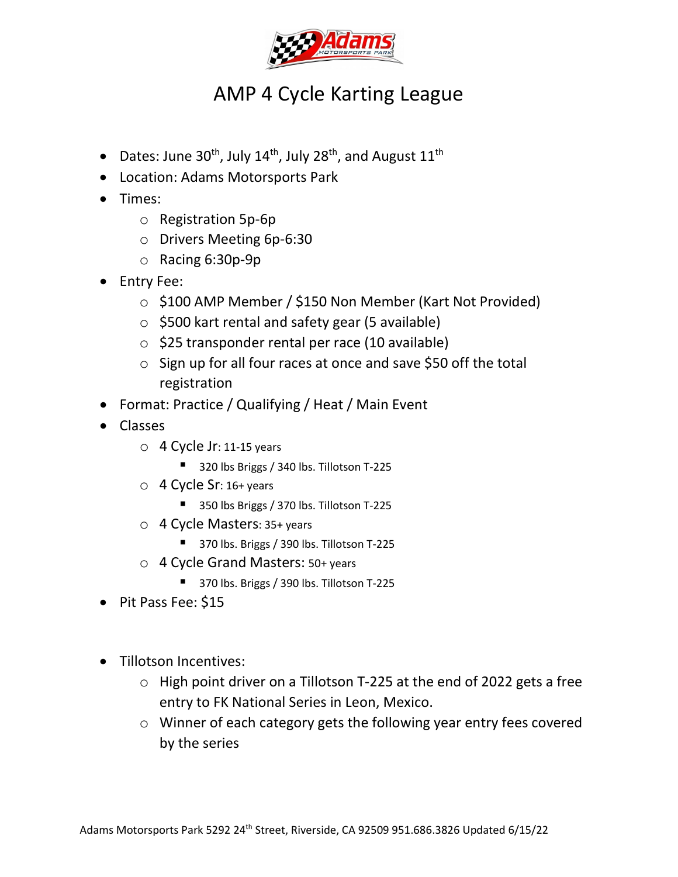# AMP 4 Cycle Karting League

- Dates: June 30th, July 14th, July 28th, and August 11th
- Location: Adams Motorsports Park
- Times:
  - Registration 5p-6p
  - Drivers Meeting 6p-6:30
  - Racing 6:30p-9p
- Entry Fee:
  - $100 AMP Member / $150 Non Member (Kart Not Provided)
  - $500 kart rental and safety gear (5 available)
  - $25 transponder rental per race (10 available)
  - Sign up for all four races at once and save $50 off the total registration
- Format: Practice / Qualifying / Heat / Main Event
- Classes
  - 4 Cycle Jr: 11-15 years
    - 320 lbs Briggs / 340 lbs. Tillotson T-225
  - 4 Cycle Sr: 16+ years
    - 350 lbs Briggs / 370 lbs. Tillotson T-225
  - 4 Cycle Masters: 35+ years
    - 370 lbs. Briggs / 390 lbs. Tillotson T-225
  - 4 Cycle Grand Masters: 50+ years
    - 370 lbs. Briggs / 390 lbs. Tillotson T-225
- Pit Pass Fee: $15

- Tillotson Incentives:
  - High point driver on a Tillotson T-225 at the end of 2022 gets a free entry to FK National Series in Leon, Mexico.
  - Winner of each category gets the following year entry fees covered by the series

Adams Motorsports Park 5292 24th Street, Riverside, CA 92509 951.686.3826 Updated 6/15/22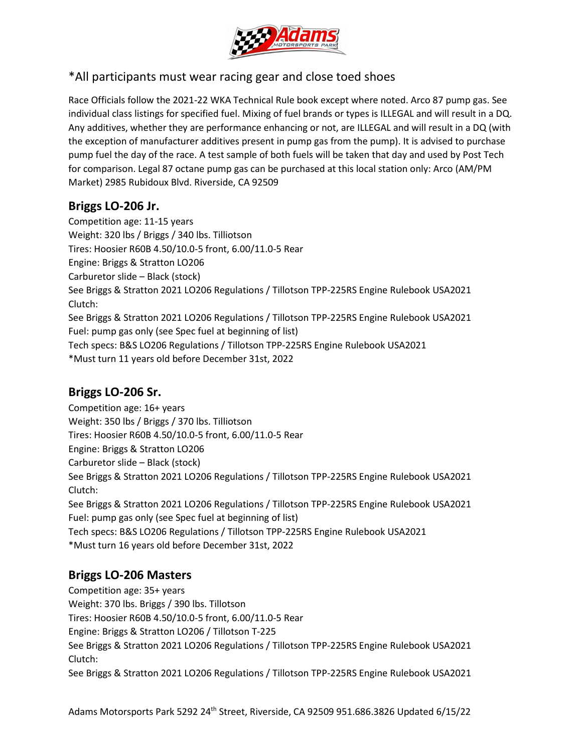*All participants must wear racing gear and close toed shoes

Race Officials follow the 2021-22 WKA Technical Rule book except where noted. Arco 87 pump gas. See individual class listings for specified fuel. Mixing of fuel brands or types is ILLEGAL and will result in a DQ. Any additives, whether they are performance enhancing or not, are ILLEGAL and will result in a DQ (with the exception of manufacturer additives present in pump gas from the pump). It is advised to purchase pump fuel the day of the race. A test sample of both fuels will be taken that day and used by Post Tech for comparison. Legal 87 octane pump gas can be purchased at this local station only: Arco (AM/PM Market) 2985 Rubidoux Blvd. Riverside, CA 92509

## Briggs LO-206 Jr.

Competition age: 11-15 years
Weight: 320 lbs / Briggs / 340 lbs. Tilliotson
Tires: Hoosier R60B 4.50/10.0-5 front, 6.00/11.0-5 Rear
Engine: Briggs & Stratton LO206
Carburetor slide – Black (stock)
See Briggs & Stratton 2021 LO206 Regulations / Tillotson TPP-225RS Engine Rulebook USA2021
Clutch:
See Briggs & Stratton 2021 LO206 Regulations / Tillotson TPP-225RS Engine Rulebook USA2021
Fuel: pump gas only (see Spec fuel at beginning of list)
Tech specs: B&S LO206 Regulations / Tillotson TPP-225RS Engine Rulebook USA2021
*Must turn 11 years old before December 31st, 2022

## Briggs LO-206 Sr.

Competition age: 16+ years
Weight: 350 lbs / Briggs / 370 lbs. Tilliotson
Tires: Hoosier R60B 4.50/10.0-5 front, 6.00/11.0-5 Rear
Engine: Briggs & Stratton LO206
Carburetor slide – Black (stock)
See Briggs & Stratton 2021 LO206 Regulations / Tillotson TPP-225RS Engine Rulebook USA2021
Clutch:
See Briggs & Stratton 2021 LO206 Regulations / Tillotson TPP-225RS Engine Rulebook USA2021
Fuel: pump gas only (see Spec fuel at beginning of list)
Tech specs: B&S LO206 Regulations / Tillotson TPP-225RS Engine Rulebook USA2021
*Must turn 16 years old before December 31st, 2022

## Briggs LO-206 Masters

Competition age: 35+ years
Weight: 370 lbs. Briggs / 390 lbs. Tillotson
Tires: Hoosier R60B 4.50/10.0-5 front, 6.00/11.0-5 Rear
Engine: Briggs & Stratton LO206 / Tillotson T-225
See Briggs & Stratton 2021 LO206 Regulations / Tillotson TPP-225RS Engine Rulebook USA2021
Clutch:
See Briggs & Stratton 2021 LO206 Regulations / Tillotson TPP-225RS Engine Rulebook USA2021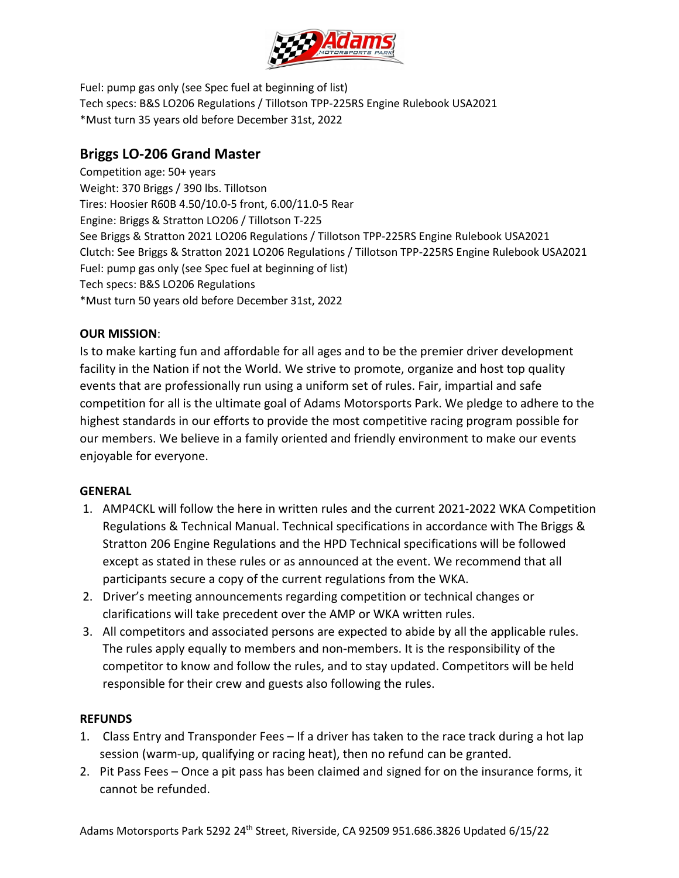Fuel: pump gas only (see Spec fuel at beginning of list)
Tech specs: B&S LO206 Regulations / Tillotson TPP-225RS Engine Rulebook USA2021
*Must turn 35 years old before December 31st, 2022

## Briggs LO-206 Grand Master

Competition age: 50+ years
Weight: 370 Briggs / 390 lbs. Tillotson
Tires: Hoosier R60B 4.50/10.0-5 front, 6.00/11.0-5 Rear
Engine: Briggs & Stratton LO206 / Tillotson T-225
See Briggs & Stratton 2021 LO206 Regulations / Tillotson TPP-225RS Engine Rulebook USA2021
Clutch: See Briggs & Stratton 2021 LO206 Regulations / Tillotson TPP-225RS Engine Rulebook USA2021
Fuel: pump gas only (see Spec fuel at beginning of list)
Tech specs: B&S LO206 Regulations
*Must turn 50 years old before December 31st, 2022

**OUR MISSION**:

Is to make karting fun and affordable for all ages and to be the premier driver development facility in the Nation if not the World. We strive to promote, organize and host top quality events that are professionally run using a uniform set of rules. Fair, impartial and safe competition for all is the ultimate goal of Adams Motorsports Park. We pledge to adhere to the highest standards in our efforts to provide the most competitive racing program possible for our members. We believe in a family oriented and friendly environment to make our events enjoyable for everyone.

**GENERAL**

1. AMP4CKL will follow the here in written rules and the current 2021-2022 WKA Competition Regulations & Technical Manual. Technical specifications in accordance with The Briggs & Stratton 206 Engine Regulations and the HPD Technical specifications will be followed except as stated in these rules or as announced at the event. We recommend that all participants secure a copy of the current regulations from the WKA.
2. Driver's meeting announcements regarding competition or technical changes or clarifications will take precedent over the AMP or WKA written rules.
3. All competitors and associated persons are expected to abide by all the applicable rules. The rules apply equally to members and non-members. It is the responsibility of the competitor to know and follow the rules, and to stay updated. Competitors will be held responsible for their crew and guests also following the rules.

**REFUNDS**

1. Class Entry and Transponder Fees – If a driver has taken to the race track during a hot lap session (warm-up, qualifying or racing heat), then no refund can be granted.
2. Pit Pass Fees – Once a pit pass has been claimed and signed for on the insurance forms, it cannot be refunded.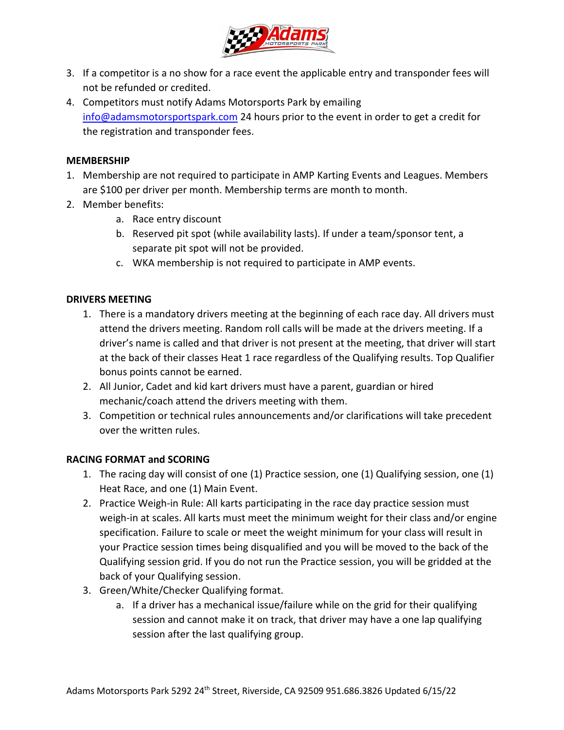3. If a competitor is a no show for a race event the applicable entry and transponder fees will not be refunded or credited.
4. Competitors must notify Adams Motorsports Park by emailing info@adamsmotorsportspark.com 24 hours prior to the event in order to get a credit for the registration and transponder fees.

**MEMBERSHIP**

1. Membership are not required to participate in AMP Karting Events and Leagues. Members are $100 per driver per month. Membership terms are month to month.
2. Member benefits:
   a. Race entry discount
   b. Reserved pit spot (while availability lasts). If under a team/sponsor tent, a separate pit spot will not be provided.
   c. WKA membership is not required to participate in AMP events.

**DRIVERS MEETING**

1. There is a mandatory drivers meeting at the beginning of each race day. All drivers must attend the drivers meeting. Random roll calls will be made at the drivers meeting. If a driver's name is called and that driver is not present at the meeting, that driver will start at the back of their classes Heat 1 race regardless of the Qualifying results. Top Qualifier bonus points cannot be earned.
2. All Junior, Cadet and kid kart drivers must have a parent, guardian or hired mechanic/coach attend the drivers meeting with them.
3. Competition or technical rules announcements and/or clarifications will take precedent over the written rules.

**RACING FORMAT and SCORING**

1. The racing day will consist of one (1) Practice session, one (1) Qualifying session, one (1) Heat Race, and one (1) Main Event.
2. Practice Weigh-in Rule: All karts participating in the race day practice session must weigh-in at scales. All karts must meet the minimum weight for their class and/or engine specification. Failure to scale or meet the weight minimum for your class will result in your Practice session times being disqualified and you will be moved to the back of the Qualifying session grid. If you do not run the Practice session, you will be gridded at the back of your Qualifying session.
3. Green/White/Checker Qualifying format.
   a. If a driver has a mechanical issue/failure while on the grid for their qualifying session and cannot make it on track, that driver may have a one lap qualifying session after the last qualifying group.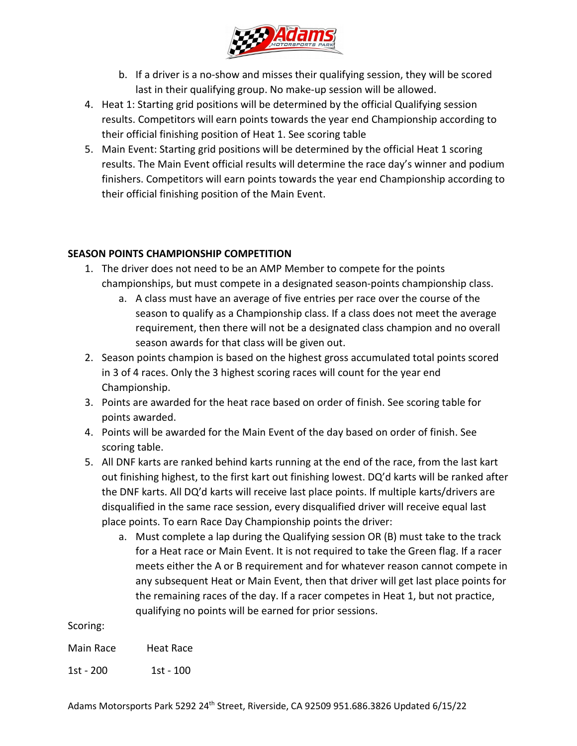b. If a driver is a no-show and misses their qualifying session, they will be scored last in their qualifying group. No make-up session will be allowed.

4. Heat 1: Starting grid positions will be determined by the official Qualifying session results. Competitors will earn points towards the year end Championship according to their official finishing position of Heat 1. See scoring table
5. Main Event: Starting grid positions will be determined by the official Heat 1 scoring results. The Main Event official results will determine the race day's winner and podium finishers. Competitors will earn points towards the year end Championship according to their official finishing position of the Main Event.

**SEASON POINTS CHAMPIONSHIP COMPETITION**

1. The driver does not need to be an AMP Member to compete for the points championships, but must compete in a designated season-points championship class.
   a. A class must have an average of five entries per race over the course of the season to qualify as a Championship class. If a class does not meet the average requirement, then there will not be a designated class champion and no overall season awards for that class will be given out.
2. Season points champion is based on the highest gross accumulated total points scored in 3 of 4 races. Only the 3 highest scoring races will count for the year end Championship.
3. Points are awarded for the heat race based on order of finish. See scoring table for points awarded.
4. Points will be awarded for the Main Event of the day based on order of finish. See scoring table.
5. All DNF karts are ranked behind karts running at the end of the race, from the last kart out finishing highest, to the first kart out finishing lowest. DQ'd karts will be ranked after the DNF karts. All DQ'd karts will receive last place points. If multiple karts/drivers are disqualified in the same race session, every disqualified driver will receive equal last place points. To earn Race Day Championship points the driver:
   a. Must complete a lap during the Qualifying session OR (B) must take to the track for a Heat race or Main Event. It is not required to take the Green flag. If a racer meets either the A or B requirement and for whatever reason cannot compete in any subsequent Heat or Main Event, then that driver will get last place points for the remaining races of the day. If a racer competes in Heat 1, but not practice, qualifying no points will be earned for prior sessions.

Scoring:

| Main Race | Heat Race |
|---|---|
| 1st - 200 | 1st - 100 |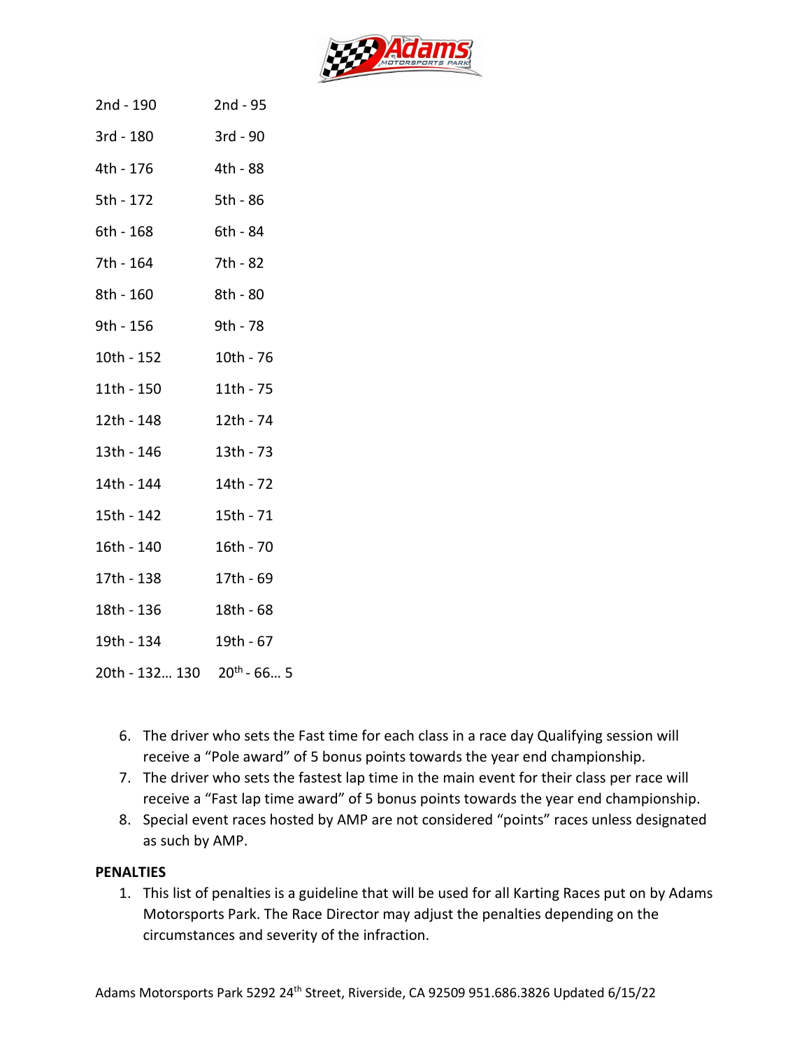| | |
|---|---|
| 2nd - 190 | 2nd - 95 |
| 3rd - 180 | 3rd - 90 |
| 4th - 176 | 4th - 88 |
| 5th - 172 | 5th - 86 |
| 6th - 168 | 6th - 84 |
| 7th - 164 | 7th - 82 |
| 8th - 160 | 8th - 80 |
| 9th - 156 | 9th - 78 |
| 10th - 152 | 10th - 76 |
| 11th - 150 | 11th - 75 |
| 12th - 148 | 12th - 74 |
| 13th - 146 | 13th - 73 |
| 14th - 144 | 14th - 72 |
| 15th - 142 | 15th - 71 |
| 16th - 140 | 16th - 70 |
| 17th - 138 | 17th - 69 |
| 18th - 136 | 18th - 68 |
| 19th - 134 | 19th - 67 |
| 20th - 132… 130 | 20th - 66… 5 |

6. The driver who sets the Fast time for each class in a race day Qualifying session will receive a “Pole award” of 5 bonus points towards the year end championship.
7. The driver who sets the fastest lap time in the main event for their class per race will receive a “Fast lap time award” of 5 bonus points towards the year end championship.
8. Special event races hosted by AMP are not considered “points” races unless designated as such by AMP.

**PENALTIES**

1. This list of penalties is a guideline that will be used for all Karting Races put on by Adams Motorsports Park. The Race Director may adjust the penalties depending on the circumstances and severity of the infraction.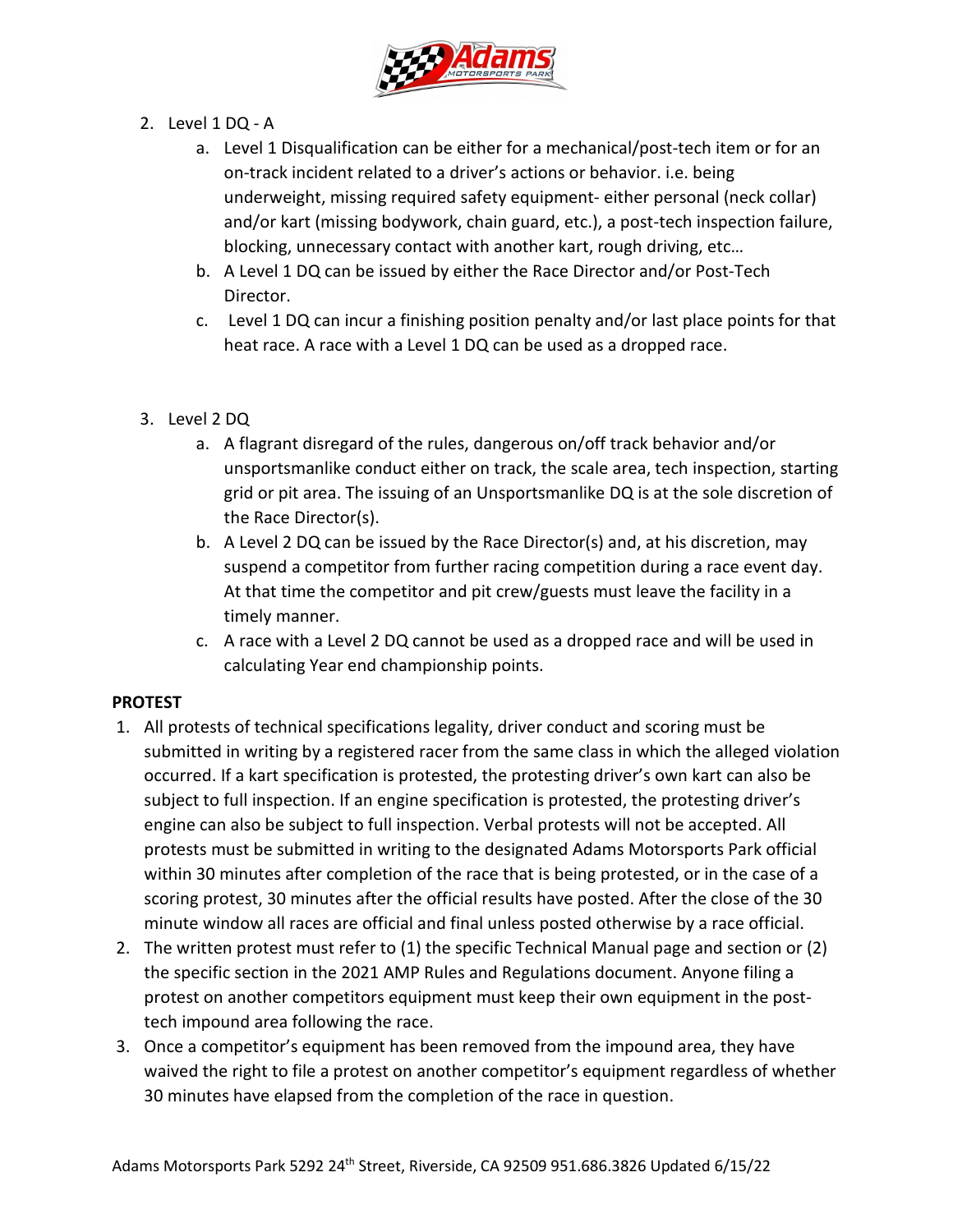2. Level 1 DQ - A
    a. Level 1 Disqualification can be either for a mechanical/post-tech item or for an on-track incident related to a driver's actions or behavior. i.e. being underweight, missing required safety equipment- either personal (neck collar) and/or kart (missing bodywork, chain guard, etc.), a post-tech inspection failure, blocking, unnecessary contact with another kart, rough driving, etc…
    b. A Level 1 DQ can be issued by either the Race Director and/or Post-Tech Director.
    c. Level 1 DQ can incur a finishing position penalty and/or last place points for that heat race. A race with a Level 1 DQ can be used as a dropped race.

3. Level 2 DQ
    a. A flagrant disregard of the rules, dangerous on/off track behavior and/or unsportsmanlike conduct either on track, the scale area, tech inspection, starting grid or pit area. The issuing of an Unsportsmanlike DQ is at the sole discretion of the Race Director(s).
    b. A Level 2 DQ can be issued by the Race Director(s) and, at his discretion, may suspend a competitor from further racing competition during a race event day. At that time the competitor and pit crew/guests must leave the facility in a timely manner.
    c. A race with a Level 2 DQ cannot be used as a dropped race and will be used in calculating Year end championship points.

**PROTEST**

1. All protests of technical specifications legality, driver conduct and scoring must be submitted in writing by a registered racer from the same class in which the alleged violation occurred. If a kart specification is protested, the protesting driver's own kart can also be subject to full inspection. If an engine specification is protested, the protesting driver's engine can also be subject to full inspection. Verbal protests will not be accepted. All protests must be submitted in writing to the designated Adams Motorsports Park official within 30 minutes after completion of the race that is being protested, or in the case of a scoring protest, 30 minutes after the official results have posted. After the close of the 30 minute window all races are official and final unless posted otherwise by a race official.
2. The written protest must refer to (1) the specific Technical Manual page and section or (2) the specific section in the 2021 AMP Rules and Regulations document. Anyone filing a protest on another competitors equipment must keep their own equipment in the post-tech impound area following the race.
3. Once a competitor's equipment has been removed from the impound area, they have waived the right to file a protest on another competitor's equipment regardless of whether 30 minutes have elapsed from the completion of the race in question.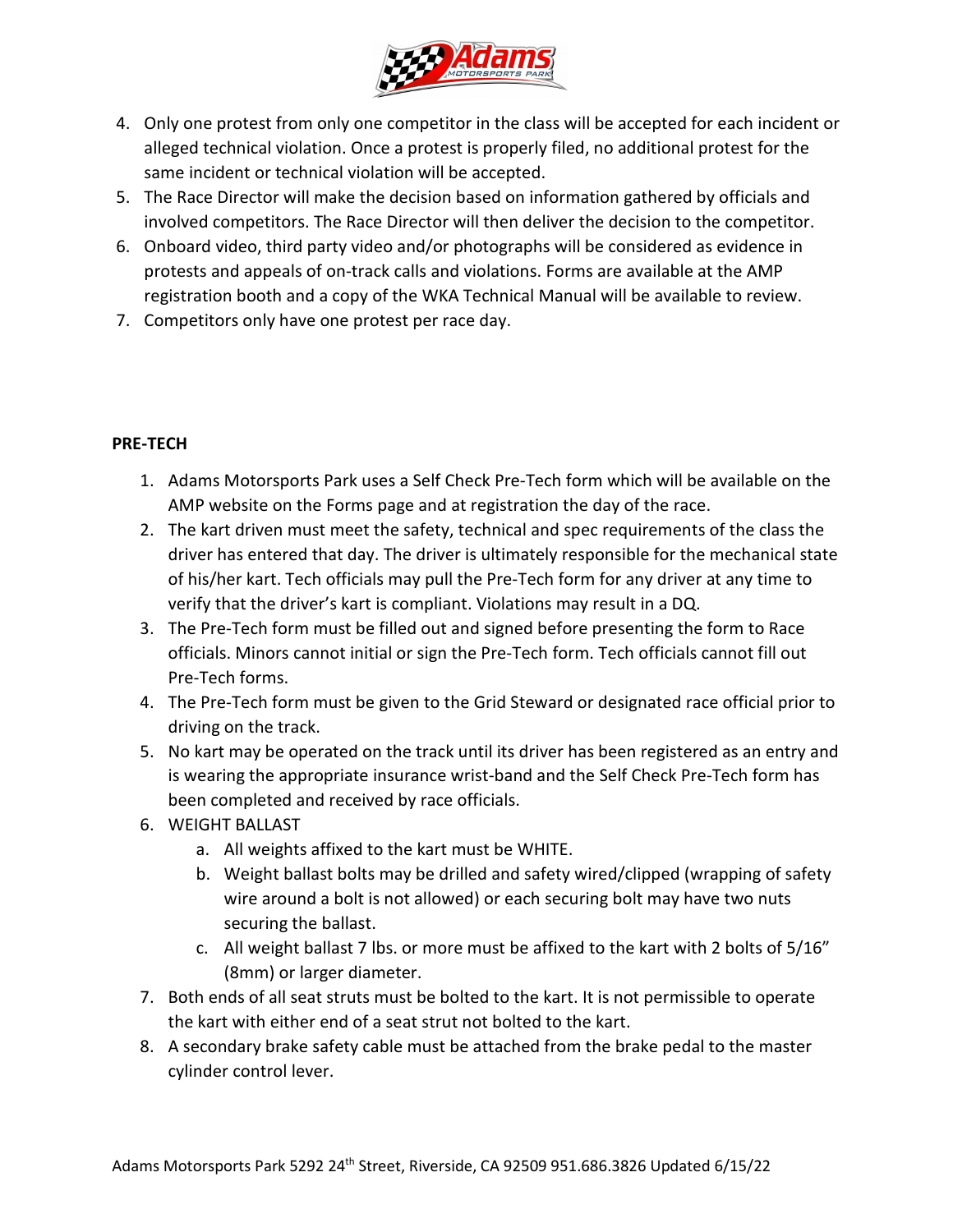4. Only one protest from only one competitor in the class will be accepted for each incident or alleged technical violation. Once a protest is properly filed, no additional protest for the same incident or technical violation will be accepted.
5. The Race Director will make the decision based on information gathered by officials and involved competitors. The Race Director will then deliver the decision to the competitor.
6. Onboard video, third party video and/or photographs will be considered as evidence in protests and appeals of on-track calls and violations. Forms are available at the AMP registration booth and a copy of the WKA Technical Manual will be available to review.
7. Competitors only have one protest per race day.

**PRE-TECH**

1. Adams Motorsports Park uses a Self Check Pre-Tech form which will be available on the AMP website on the Forms page and at registration the day of the race.
2. The kart driven must meet the safety, technical and spec requirements of the class the driver has entered that day. The driver is ultimately responsible for the mechanical state of his/her kart. Tech officials may pull the Pre-Tech form for any driver at any time to verify that the driver's kart is compliant. Violations may result in a DQ.
3. The Pre-Tech form must be filled out and signed before presenting the form to Race officials. Minors cannot initial or sign the Pre-Tech form. Tech officials cannot fill out Pre-Tech forms.
4. The Pre-Tech form must be given to the Grid Steward or designated race official prior to driving on the track.
5. No kart may be operated on the track until its driver has been registered as an entry and is wearing the appropriate insurance wrist-band and the Self Check Pre-Tech form has been completed and received by race officials.
6. WEIGHT BALLAST
   a. All weights affixed to the kart must be WHITE.
   b. Weight ballast bolts may be drilled and safety wired/clipped (wrapping of safety wire around a bolt is not allowed) or each securing bolt may have two nuts securing the ballast.
   c. All weight ballast 7 lbs. or more must be affixed to the kart with 2 bolts of 5/16" (8mm) or larger diameter.
7. Both ends of all seat struts must be bolted to the kart. It is not permissible to operate the kart with either end of a seat strut not bolted to the kart.
8. A secondary brake safety cable must be attached from the brake pedal to the master cylinder control lever.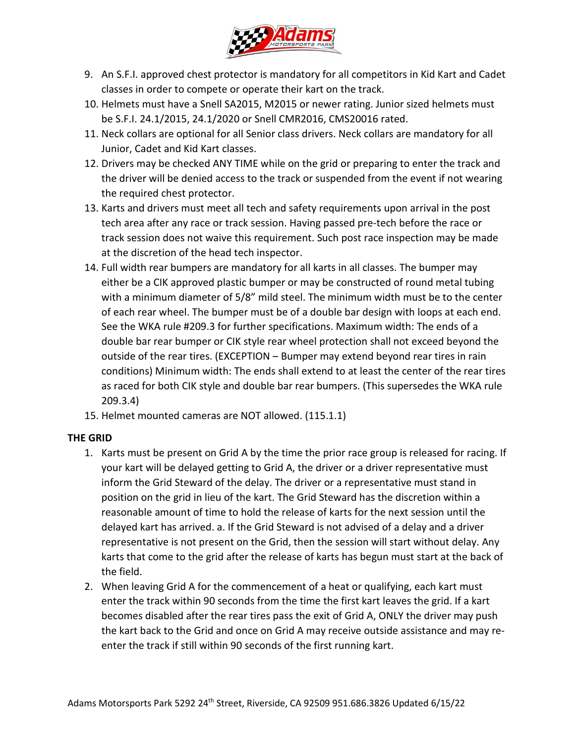9. An S.F.I. approved chest protector is mandatory for all competitors in Kid Kart and Cadet classes in order to compete or operate their kart on the track.
10. Helmets must have a Snell SA2015, M2015 or newer rating. Junior sized helmets must be S.F.I. 24.1/2015, 24.1/2020 or Snell CMR2016, CMS20016 rated.
11. Neck collars are optional for all Senior class drivers. Neck collars are mandatory for all Junior, Cadet and Kid Kart classes.
12. Drivers may be checked ANY TIME while on the grid or preparing to enter the track and the driver will be denied access to the track or suspended from the event if not wearing the required chest protector.
13. Karts and drivers must meet all tech and safety requirements upon arrival in the post tech area after any race or track session. Having passed pre-tech before the race or track session does not waive this requirement. Such post race inspection may be made at the discretion of the head tech inspector.
14. Full width rear bumpers are mandatory for all karts in all classes. The bumper may either be a CIK approved plastic bumper or may be constructed of round metal tubing with a minimum diameter of 5/8" mild steel. The minimum width must be to the center of each rear wheel. The bumper must be of a double bar design with loops at each end. See the WKA rule #209.3 for further specifications. Maximum width: The ends of a double bar rear bumper or CIK style rear wheel protection shall not exceed beyond the outside of the rear tires. (EXCEPTION – Bumper may extend beyond rear tires in rain conditions) Minimum width: The ends shall extend to at least the center of the rear tires as raced for both CIK style and double bar rear bumpers. (This supersedes the WKA rule 209.3.4)
15. Helmet mounted cameras are NOT allowed. (115.1.1)

**THE GRID**

1. Karts must be present on Grid A by the time the prior race group is released for racing. If your kart will be delayed getting to Grid A, the driver or a driver representative must inform the Grid Steward of the delay. The driver or a representative must stand in position on the grid in lieu of the kart. The Grid Steward has the discretion within a reasonable amount of time to hold the release of karts for the next session until the delayed kart has arrived. a. If the Grid Steward is not advised of a delay and a driver representative is not present on the Grid, then the session will start without delay. Any karts that come to the grid after the release of karts has begun must start at the back of the field.
2. When leaving Grid A for the commencement of a heat or qualifying, each kart must enter the track within 90 seconds from the time the first kart leaves the grid. If a kart becomes disabled after the rear tires pass the exit of Grid A, ONLY the driver may push the kart back to the Grid and once on Grid A may receive outside assistance and may re-enter the track if still within 90 seconds of the first running kart.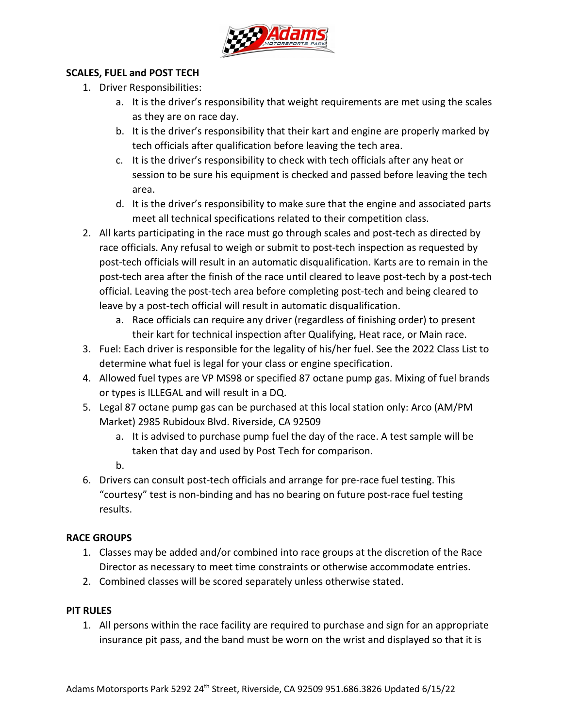## SCALES, FUEL and POST TECH

1. Driver Responsibilities:
    a. It is the driver's responsibility that weight requirements are met using the scales as they are on race day.
    b. It is the driver's responsibility that their kart and engine are properly marked by tech officials after qualification before leaving the tech area.
    c. It is the driver's responsibility to check with tech officials after any heat or session to be sure his equipment is checked and passed before leaving the tech area.
    d. It is the driver's responsibility to make sure that the engine and associated parts meet all technical specifications related to their competition class.
2. All karts participating in the race must go through scales and post-tech as directed by race officials. Any refusal to weigh or submit to post-tech inspection as requested by post-tech officials will result in an automatic disqualification. Karts are to remain in the post-tech area after the finish of the race until cleared to leave post-tech by a post-tech official. Leaving the post-tech area before completing post-tech and being cleared to leave by a post-tech official will result in automatic disqualification.
    a. Race officials can require any driver (regardless of finishing order) to present their kart for technical inspection after Qualifying, Heat race, or Main race.
3. Fuel: Each driver is responsible for the legality of his/her fuel. See the 2022 Class List to determine what fuel is legal for your class or engine specification.
4. Allowed fuel types are VP MS98 or specified 87 octane pump gas. Mixing of fuel brands or types is ILLEGAL and will result in a DQ.
5. Legal 87 octane pump gas can be purchased at this local station only: Arco (AM/PM Market) 2985 Rubidoux Blvd. Riverside, CA 92509
    a. It is advised to purchase pump fuel the day of the race. A test sample will be taken that day and used by Post Tech for comparison.
    b.
6. Drivers can consult post-tech officials and arrange for pre-race fuel testing. This "courtesy" test is non-binding and has no bearing on future post-race fuel testing results.

## RACE GROUPS

1. Classes may be added and/or combined into race groups at the discretion of the Race Director as necessary to meet time constraints or otherwise accommodate entries.
2. Combined classes will be scored separately unless otherwise stated.

## PIT RULES

1. All persons within the race facility are required to purchase and sign for an appropriate insurance pit pass, and the band must be worn on the wrist and displayed so that it is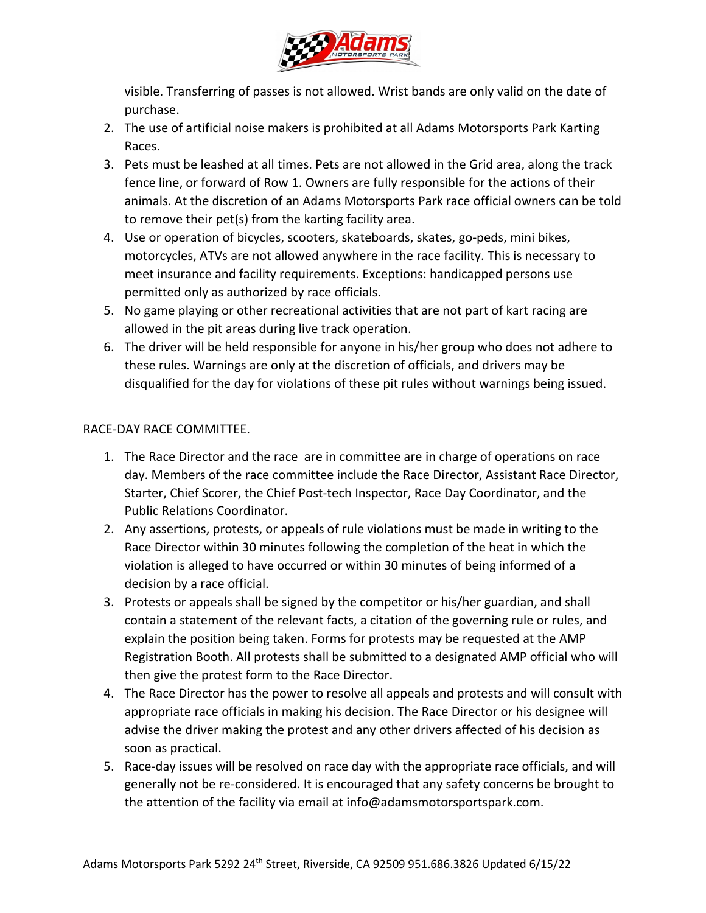visible. Transferring of passes is not allowed. Wrist bands are only valid on the date of purchase.

2. The use of artificial noise makers is prohibited at all Adams Motorsports Park Karting Races.
3. Pets must be leashed at all times. Pets are not allowed in the Grid area, along the track fence line, or forward of Row 1. Owners are fully responsible for the actions of their animals. At the discretion of an Adams Motorsports Park race official owners can be told to remove their pet(s) from the karting facility area.
4. Use or operation of bicycles, scooters, skateboards, skates, go-peds, mini bikes, motorcycles, ATVs are not allowed anywhere in the race facility. This is necessary to meet insurance and facility requirements. Exceptions: handicapped persons use permitted only as authorized by race officials.
5. No game playing or other recreational activities that are not part of kart racing are allowed in the pit areas during live track operation.
6. The driver will be held responsible for anyone in his/her group who does not adhere to these rules. Warnings are only at the discretion of officials, and drivers may be disqualified for the day for violations of these pit rules without warnings being issued.

RACE-DAY RACE COMMITTEE.

1. The Race Director and the race are in committee are in charge of operations on race day. Members of the race committee include the Race Director, Assistant Race Director, Starter, Chief Scorer, the Chief Post-tech Inspector, Race Day Coordinator, and the Public Relations Coordinator.
2. Any assertions, protests, or appeals of rule violations must be made in writing to the Race Director within 30 minutes following the completion of the heat in which the violation is alleged to have occurred or within 30 minutes of being informed of a decision by a race official.
3. Protests or appeals shall be signed by the competitor or his/her guardian, and shall contain a statement of the relevant facts, a citation of the governing rule or rules, and explain the position being taken. Forms for protests may be requested at the AMP Registration Booth. All protests shall be submitted to a designated AMP official who will then give the protest form to the Race Director.
4. The Race Director has the power to resolve all appeals and protests and will consult with appropriate race officials in making his decision. The Race Director or his designee will advise the driver making the protest and any other drivers affected of his decision as soon as practical.
5. Race-day issues will be resolved on race day with the appropriate race officials, and will generally not be re-considered. It is encouraged that any safety concerns be brought to the attention of the facility via email at info@adamsmotorsportspark.com.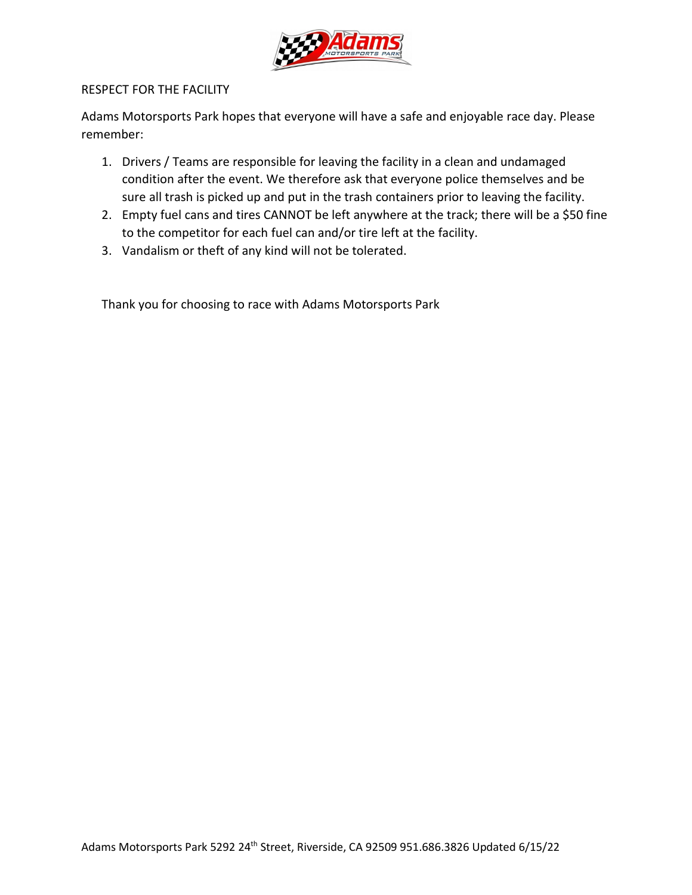RESPECT FOR THE FACILITY

Adams Motorsports Park hopes that everyone will have a safe and enjoyable race day. Please remember:

1. Drivers / Teams are responsible for leaving the facility in a clean and undamaged condition after the event. We therefore ask that everyone police themselves and be sure all trash is picked up and put in the trash containers prior to leaving the facility.
2. Empty fuel cans and tires CANNOT be left anywhere at the track; there will be a $50 fine to the competitor for each fuel can and/or tire left at the facility.
3. Vandalism or theft of any kind will not be tolerated.

Thank you for choosing to race with Adams Motorsports Park